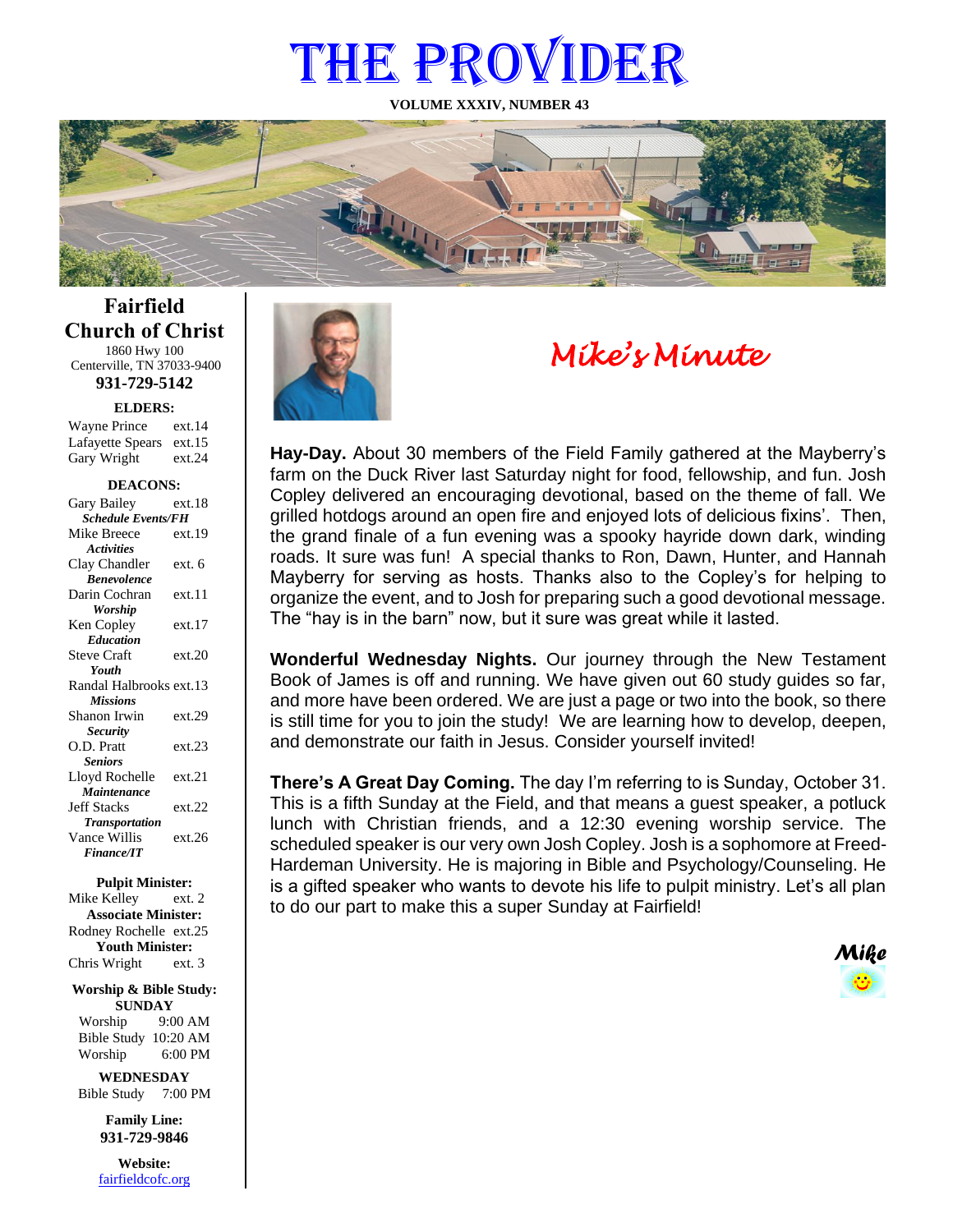# THE PROVIDER

**VOLUME XXXIV, NUMBER 43**

## Fairfield Church of Christ

1860 Hwy 100
Centerville, TN 37033-9400
**931-729-5142**

**ELDERS:**

| | |
|---|---|
| Wayne Prince | ext.14 |
| Lafayette Spears | ext.15 |
| Gary Wright | ext.24 |

**DEACONS:**

| | |
|---|---|
| Gary Bailey | ext.18 |
| *Schedule Events/FH* | |
| Mike Breece | ext.19 |
| *Activities* | |
| Clay Chandler | ext. 6 |
| *Benevolence* | |
| Darin Cochran | ext.11 |
| *Worship* | |
| Ken Copley | ext.17 |
| *Education* | |
| Steve Craft | ext.20 |
| *Youth* | |
| Randal Halbrooks | ext.13 |
| *Missions* | |
| Shanon Irwin | ext.29 |
| *Security* | |
| O.D. Pratt | ext.23 |
| *Seniors* | |
| Lloyd Rochelle | ext.21 |
| *Maintenance* | |
| Jeff Stacks | ext.22 |
| *Transportation* | |
| Vance Willis | ext.26 |
| *Finance/IT* | |

**Pulpit Minister:**
Mike Kelley ext. 2
**Associate Minister:**
Rodney Rochelle ext.25
**Youth Minister:**
Chris Wright ext. 3

**Worship & Bible Study:**
**SUNDAY**
Worship 9:00 AM
Bible Study 10:20 AM
Worship 6:00 PM

**WEDNESDAY**
Bible Study 7:00 PM

**Family Line:**
**931-729-9846**

**Website:**
fairfieldcofc.org

## *Mike's Minute*

**Hay-Day.** About 30 members of the Field Family gathered at the Mayberry's farm on the Duck River last Saturday night for food, fellowship, and fun. Josh Copley delivered an encouraging devotional, based on the theme of fall. We grilled hotdogs around an open fire and enjoyed lots of delicious fixins'. Then, the grand finale of a fun evening was a spooky hayride down dark, winding roads. It sure was fun! A special thanks to Ron, Dawn, Hunter, and Hannah Mayberry for serving as hosts. Thanks also to the Copley's for helping to organize the event, and to Josh for preparing such a good devotional message. The "hay is in the barn" now, but it sure was great while it lasted.

**Wonderful Wednesday Nights.** Our journey through the New Testament Book of James is off and running. We have given out 60 study guides so far, and more have been ordered. We are just a page or two into the book, so there is still time for you to join the study! We are learning how to develop, deepen, and demonstrate our faith in Jesus. Consider yourself invited!

**There's A Great Day Coming.** The day I'm referring to is Sunday, October 31. This is a fifth Sunday at the Field, and that means a guest speaker, a potluck lunch with Christian friends, and a 12:30 evening worship service. The scheduled speaker is our very own Josh Copley. Josh is a sophomore at Freed-Hardeman University. He is majoring in Bible and Psychology/Counseling. He is a gifted speaker who wants to devote his life to pulpit ministry. Let's all plan to do our part to make this a super Sunday at Fairfield!

*Mike*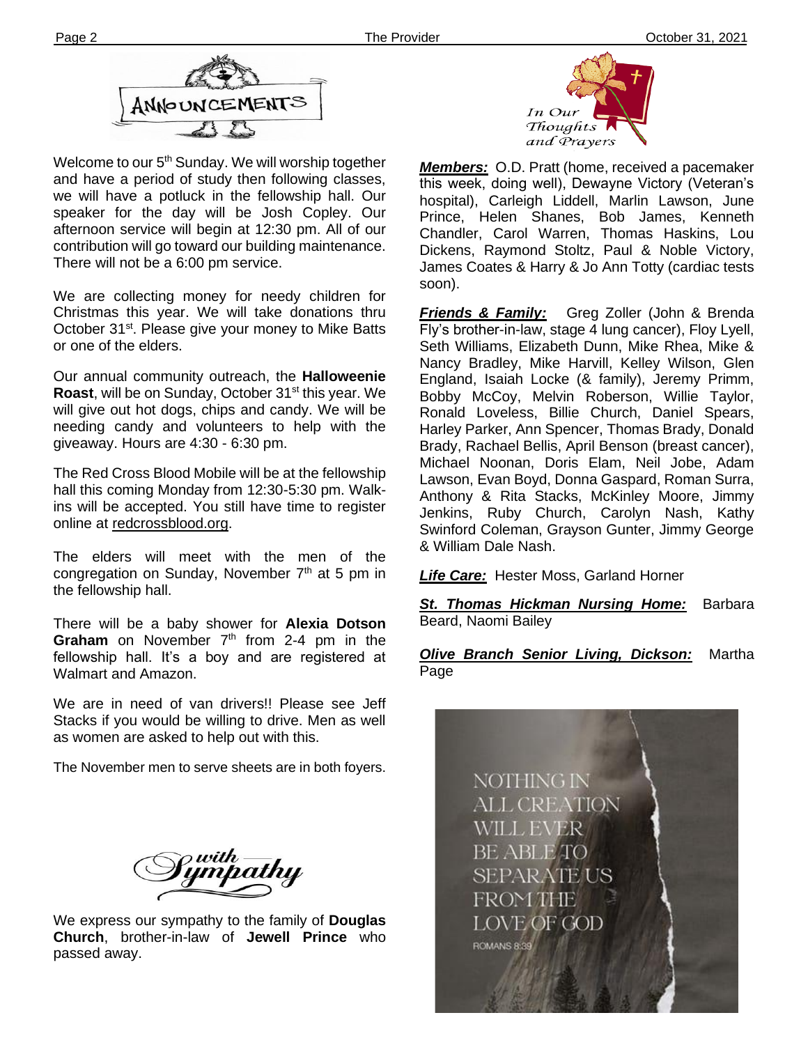# ANNOUNCEMENTS

Welcome to our 5th Sunday. We will worship together and have a period of study then following classes, we will have a potluck in the fellowship hall. Our speaker for the day will be Josh Copley. Our afternoon service will begin at 12:30 pm. All of our contribution will go toward our building maintenance. There will not be a 6:00 pm service.

We are collecting money for needy children for Christmas this year. We will take donations thru October 31st. Please give your money to Mike Batts or one of the elders.

Our annual community outreach, the **Halloweenie Roast**, will be on Sunday, October 31st this year. We will give out hot dogs, chips and candy. We will be needing candy and volunteers to help with the giveaway. Hours are 4:30 - 6:30 pm.

The Red Cross Blood Mobile will be at the fellowship hall this coming Monday from 12:30-5:30 pm. Walk-ins will be accepted. You still have time to register online at redcrossblood.org.

The elders will meet with the men of the congregation on Sunday, November 7th at 5 pm in the fellowship hall.

There will be a baby shower for **Alexia Dotson Graham** on November 7th from 2-4 pm in the fellowship hall. It's a boy and are registered at Walmart and Amazon.

We are in need of van drivers!! Please see Jeff Stacks if you would be willing to drive. Men as well as women are asked to help out with this.

The November men to serve sheets are in both foyers.

## with Sympathy

We express our sympathy to the family of **Douglas Church**, brother-in-law of **Jewell Prince** who passed away.

## In Our Thoughts and Prayers

***Members:*** O.D. Pratt (home, received a pacemaker this week, doing well), Dewayne Victory (Veteran's hospital), Carleigh Liddell, Marlin Lawson, June Prince, Helen Shanes, Bob James, Kenneth Chandler, Carol Warren, Thomas Haskins, Lou Dickens, Raymond Stoltz, Paul & Noble Victory, James Coates & Harry & Jo Ann Totty (cardiac tests soon).

***Friends & Family:*** Greg Zoller (John & Brenda Fly's brother-in-law, stage 4 lung cancer), Floy Lyell, Seth Williams, Elizabeth Dunn, Mike Rhea, Mike & Nancy Bradley, Mike Harvill, Kelley Wilson, Glen England, Isaiah Locke (& family), Jeremy Primm, Bobby McCoy, Melvin Roberson, Willie Taylor, Ronald Loveless, Billie Church, Daniel Spears, Harley Parker, Ann Spencer, Thomas Brady, Donald Brady, Rachael Bellis, April Benson (breast cancer), Michael Noonan, Doris Elam, Neil Jobe, Adam Lawson, Evan Boyd, Donna Gaspard, Roman Surra, Anthony & Rita Stacks, McKinley Moore, Jimmy Jenkins, Ruby Church, Carolyn Nash, Kathy Swinford Coleman, Grayson Gunter, Jimmy George & William Dale Nash.

***Life Care:*** Hester Moss, Garland Horner

***St. Thomas Hickman Nursing Home:*** Barbara Beard, Naomi Bailey

***Olive Branch Senior Living, Dickson:*** Martha Page

NOTHING IN ALL CREATION WILL EVER BE ABLE TO SEPARATE US FROM THE LOVE OF GOD

ROMANS 8:39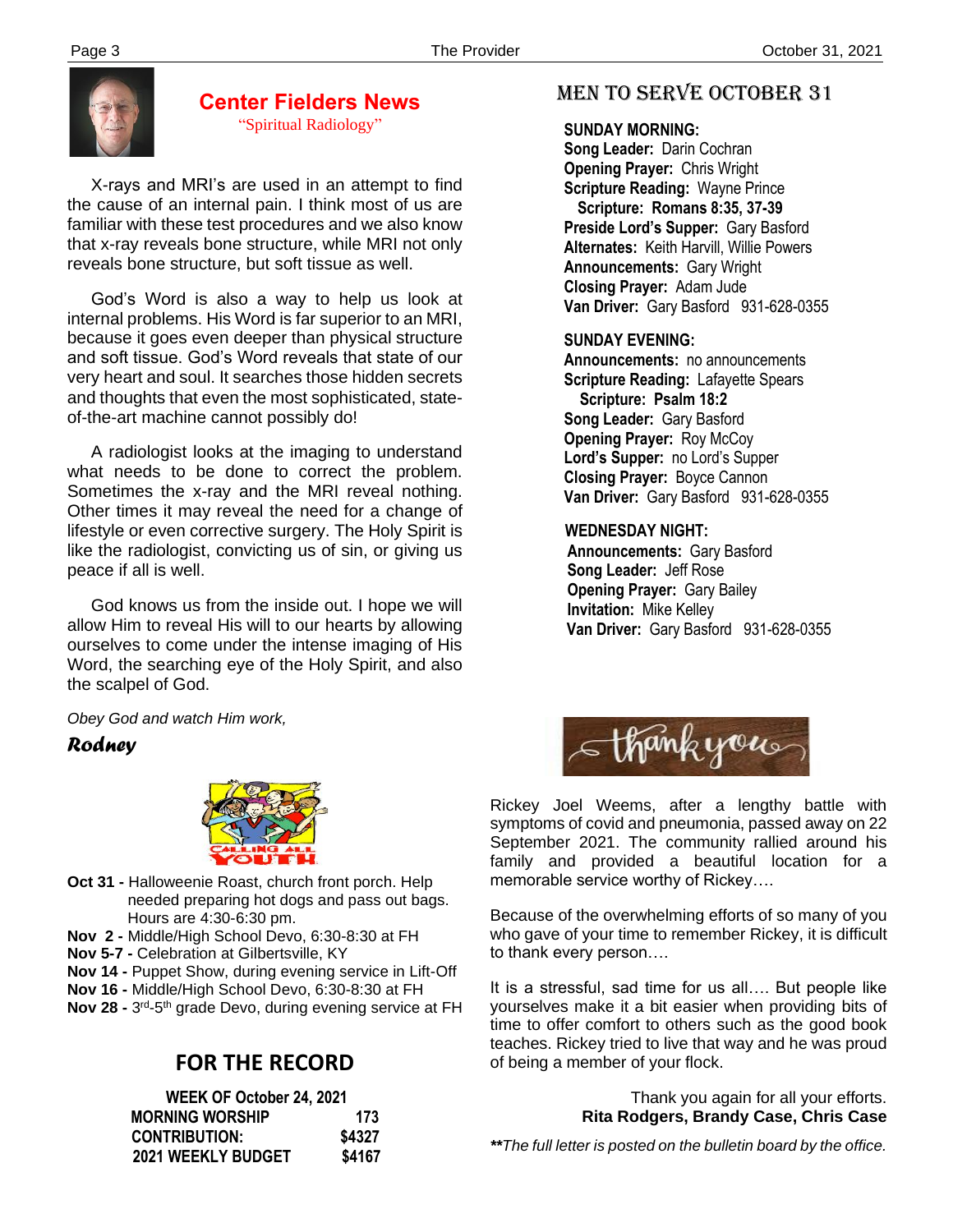## Center Fielders News

"Spiritual Radiology"

X-rays and MRI's are used in an attempt to find the cause of an internal pain. I think most of us are familiar with these test procedures and we also know that x-ray reveals bone structure, while MRI not only reveals bone structure, but soft tissue as well.

God's Word is also a way to help us look at internal problems. His Word is far superior to an MRI, because it goes even deeper than physical structure and soft tissue. God's Word reveals that state of our very heart and soul. It searches those hidden secrets and thoughts that even the most sophisticated, state-of-the-art machine cannot possibly do!

A radiologist looks at the imaging to understand what needs to be done to correct the problem. Sometimes the x-ray and the MRI reveal nothing. Other times it may reveal the need for a change of lifestyle or even corrective surgery. The Holy Spirit is like the radiologist, convicting us of sin, or giving us peace if all is well.

God knows us from the inside out. I hope we will allow Him to reveal His will to our hearts by allowing ourselves to come under the intense imaging of His Word, the searching eye of the Holy Spirit, and also the scalpel of God.

*Obey God and watch Him work,*

***Rodney***

CALLING ALL YOUTH

**Oct 31 -** Halloweenie Roast, church front porch. Help needed preparing hot dogs and pass out bags. Hours are 4:30-6:30 pm.
**Nov 2 -** Middle/High School Devo, 6:30-8:30 at FH
**Nov 5-7 -** Celebration at Gilbertsville, KY
**Nov 14 -** Puppet Show, during evening service in Lift-Off
**Nov 16 -** Middle/High School Devo, 6:30-8:30 at FH
**Nov 28 -** 3rd-5th grade Devo, during evening service at FH

## FOR THE RECORD

| WEEK OF October 24, 2021 | |
|---|---|
| MORNING WORSHIP | 173 |
| CONTRIBUTION: | $4327 |
| 2021 WEEKLY BUDGET | $4167 |

## MEN TO SERVE OCTOBER 31

**SUNDAY MORNING:**
**Song Leader:** Darin Cochran
**Opening Prayer:** Chris Wright
**Scripture Reading:** Wayne Prince
**Scripture: Romans 8:35, 37-39**
**Preside Lord's Supper:** Gary Basford
**Alternates:** Keith Harvill, Willie Powers
**Announcements:** Gary Wright
**Closing Prayer:** Adam Jude
**Van Driver:** Gary Basford 931-628-0355

**SUNDAY EVENING:**
**Announcements:** no announcements
**Scripture Reading:** Lafayette Spears
**Scripture: Psalm 18:2**
**Song Leader:** Gary Basford
**Opening Prayer:** Roy McCoy
**Lord's Supper:** no Lord's Supper
**Closing Prayer:** Boyce Cannon
**Van Driver:** Gary Basford 931-628-0355

**WEDNESDAY NIGHT:**
**Announcements:** Gary Basford
**Song Leader:** Jeff Rose
**Opening Prayer:** Gary Bailey
**Invitation:** Mike Kelley
**Van Driver:** Gary Basford 931-628-0355

thank you

Rickey Joel Weems, after a lengthy battle with symptoms of covid and pneumonia, passed away on 22 September 2021. The community rallied around his family and provided a beautiful location for a memorable service worthy of Rickey….

Because of the overwhelming efforts of so many of you who gave of your time to remember Rickey, it is difficult to thank every person….

It is a stressful, sad time for us all…. But people like yourselves make it a bit easier when providing bits of time to offer comfort to others such as the good book teaches. Rickey tried to live that way and he was proud of being a member of your flock.

Thank you again for all your efforts.
**Rita Rodgers, Brandy Case, Chris Case**

***The full letter is posted on the bulletin board by the office.*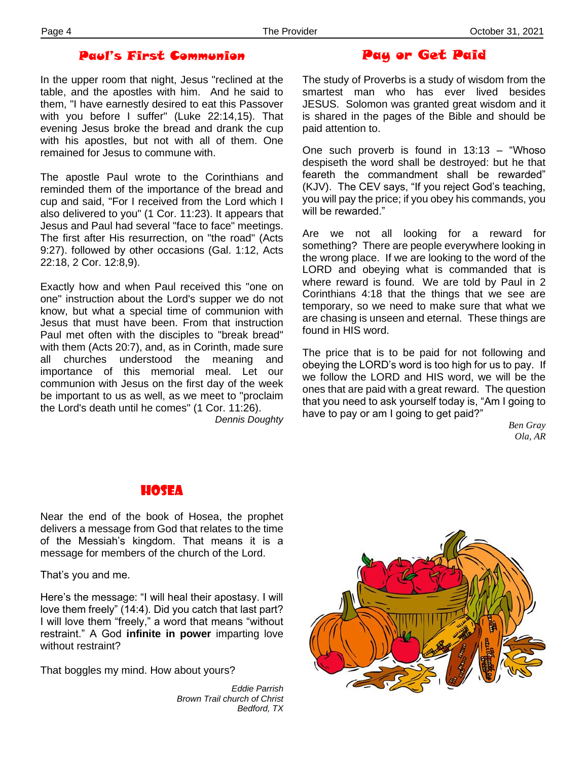## Paul's First Communion

In the upper room that night, Jesus "reclined at the table, and the apostles with him. And he said to them, "I have earnestly desired to eat this Passover with you before I suffer" (Luke 22:14,15). That evening Jesus broke the bread and drank the cup with his apostles, but not with all of them. One remained for Jesus to commune with.

The apostle Paul wrote to the Corinthians and reminded them of the importance of the bread and cup and said, "For I received from the Lord which I also delivered to you" (1 Cor. 11:23). It appears that Jesus and Paul had several "face to face" meetings. The first after His resurrection, on "the road" (Acts 9:27). followed by other occasions (Gal. 1:12, Acts 22:18, 2 Cor. 12:8,9).

Exactly how and when Paul received this "one on one" instruction about the Lord's supper we do not know, but what a special time of communion with Jesus that must have been. From that instruction Paul met often with the disciples to "break bread" with them (Acts 20:7), and, as in Corinth, made sure all churches understood the meaning and importance of this memorial meal. Let our communion with Jesus on the first day of the week be important to us as well, as we meet to "proclaim the Lord's death until he comes" (1 Cor. 11:26).

*Dennis Doughty*

## Pay or Get Paid

The study of Proverbs is a study of wisdom from the smartest man who has ever lived besides JESUS. Solomon was granted great wisdom and it is shared in the pages of the Bible and should be paid attention to.

One such proverb is found in 13:13 – "Whoso despiseth the word shall be destroyed: but he that feareth the commandment shall be rewarded" (KJV). The CEV says, "If you reject God's teaching, you will pay the price; if you obey his commands, you will be rewarded."

Are we not all looking for a reward for something? There are people everywhere looking in the wrong place. If we are looking to the word of the LORD and obeying what is commanded that is where reward is found. We are told by Paul in 2 Corinthians 4:18 that the things that we see are temporary, so we need to make sure that what we are chasing is unseen and eternal. These things are found in HIS word.

The price that is to be paid for not following and obeying the LORD's word is too high for us to pay. If we follow the LORD and HIS word, we will be the ones that are paid with a great reward. The question that you need to ask yourself today is, "Am I going to have to pay or am I going to get paid?"

*Ben Gray*
*Ola, AR*

## HOSEA

Near the end of the book of Hosea, the prophet delivers a message from God that relates to the time of the Messiah's kingdom. That means it is a message for members of the church of the Lord.

That's you and me.

Here's the message: "I will heal their apostasy. I will love them freely" (14:4). Did you catch that last part? I will love them "freely," a word that means "without restraint." A God **infinite in power** imparting love without restraint?

That boggles my mind. How about yours?

*Eddie Parrish*
*Brown Trail church of Christ*
*Bedford, TX*